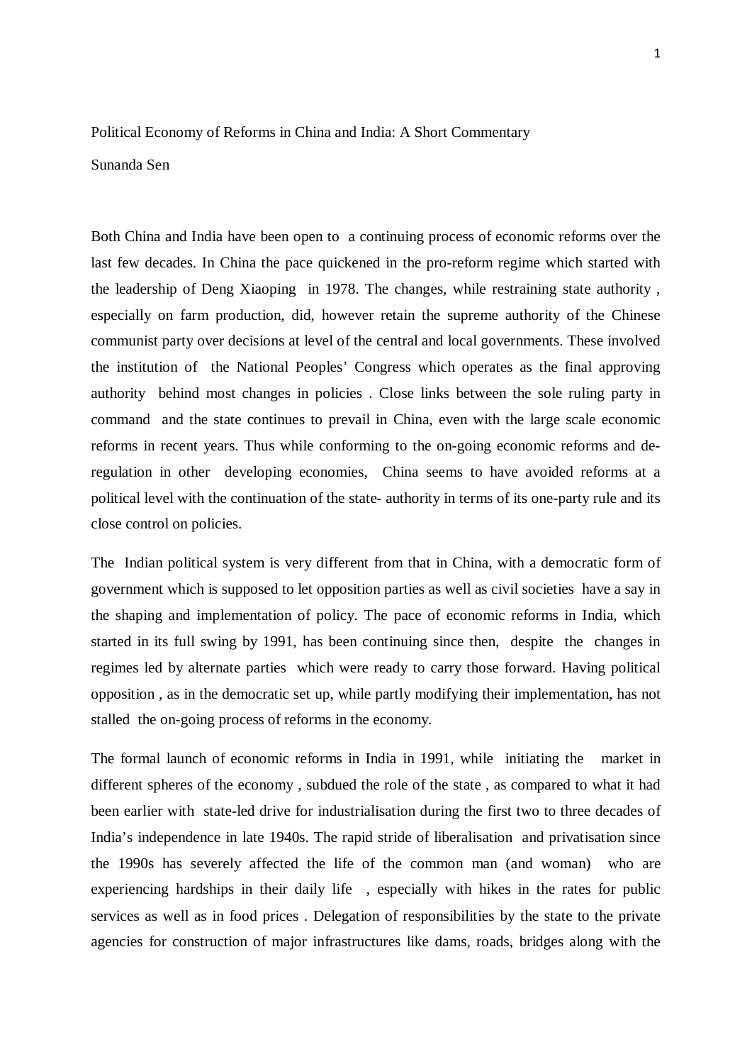# Political Economy of Reforms in China and India: A Short Commentary

Sunanda Sen

Both China and India have been open to a continuing process of economic reforms over the last few decades. In China the pace quickened in the pro-reform regime which started with the leadership of Deng Xiaoping in 1978. The changes, while restraining state authority , especially on farm production, did, however retain the supreme authority of the Chinese communist party over decisions at level of the central and local governments. These involved the institution of the National Peoples' Congress which operates as the final approving authority behind most changes in policies . Close links between the sole ruling party in command and the state continues to prevail in China, even with the large scale economic reforms in recent years. Thus while conforming to the on-going economic reforms and de-regulation in other developing economies, China seems to have avoided reforms at a political level with the continuation of the state- authority in terms of its one-party rule and its close control on policies.

The Indian political system is very different from that in China, with a democratic form of government which is supposed to let opposition parties as well as civil societies have a say in the shaping and implementation of policy. The pace of economic reforms in India, which started in its full swing by 1991, has been continuing since then, despite the changes in regimes led by alternate parties which were ready to carry those forward. Having political opposition , as in the democratic set up, while partly modifying their implementation, has not stalled the on-going process of reforms in the economy.

The formal launch of economic reforms in India in 1991, while initiating the market in different spheres of the economy , subdued the role of the state , as compared to what it had been earlier with state-led drive for industrialisation during the first two to three decades of India's independence in late 1940s. The rapid stride of liberalisation and privatisation since the 1990s has severely affected the life of the common man (and woman) who are experiencing hardships in their daily life , especially with hikes in the rates for public services as well as in food prices . Delegation of responsibilities by the state to the private agencies for construction of major infrastructures like dams, roads, bridges along with the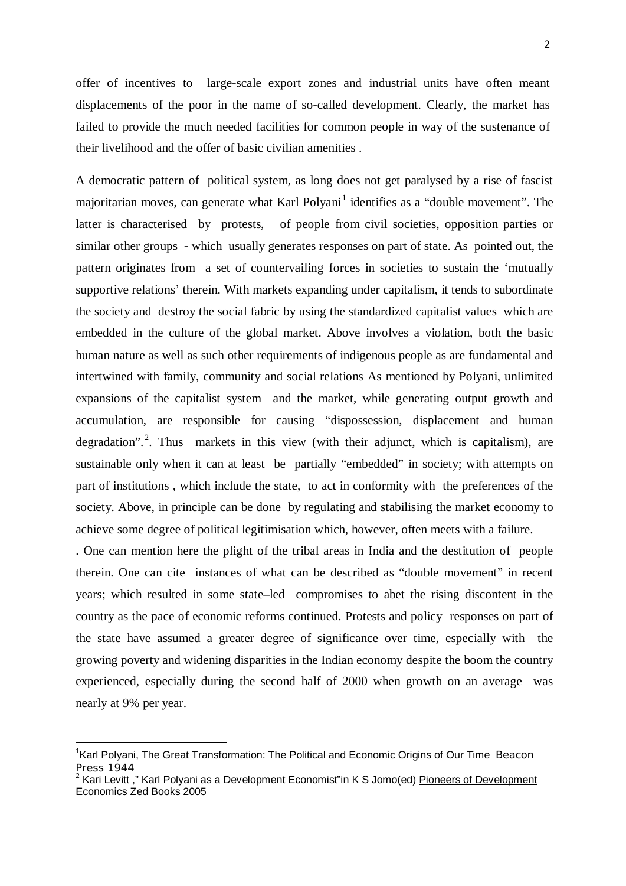offer of incentives to large-scale export zones and industrial units have often meant displacements of the poor in the name of so-called development. Clearly, the market has failed to provide the much needed facilities for common people in way of the sustenance of their livelihood and the offer of basic civilian amenities .

A democratic pattern of political system, as long does not get paralysed by a rise of fascist majoritarian moves, can generate what Karl Polyani[1] identifies as a "double movement". The latter is characterised by protests, of people from civil societies, opposition parties or similar other groups - which usually generates responses on part of state. As pointed out, the pattern originates from a set of countervailing forces in societies to sustain the 'mutually supportive relations' therein. With markets expanding under capitalism, it tends to subordinate the society and destroy the social fabric by using the standardized capitalist values which are embedded in the culture of the global market. Above involves a violation, both the basic human nature as well as such other requirements of indigenous people as are fundamental and intertwined with family, community and social relations As mentioned by Polyani, unlimited expansions of the capitalist system and the market, while generating output growth and accumulation, are responsible for causing "dispossession, displacement and human degradation".[2]. Thus markets in this view (with their adjunct, which is capitalism), are sustainable only when it can at least be partially "embedded" in society; with attempts on part of institutions , which include the state, to act in conformity with the preferences of the society. Above, in principle can be done by regulating and stabilising the market economy to achieve some degree of political legitimisation which, however, often meets with a failure.

. One can mention here the plight of the tribal areas in India and the destitution of people therein. One can cite instances of what can be described as "double movement" in recent years; which resulted in some state–led compromises to abet the rising discontent in the country as the pace of economic reforms continued. Protests and policy responses on part of the state have assumed a greater degree of significance over time, especially with the growing poverty and widening disparities in the Indian economy despite the boom the country experienced, especially during the second half of 2000 when growth on an average was nearly at 9% per year.

---

[1] Karl Polyani, The Great Transformation: The Political and Economic Origins of Our Time Beacon Press 1944

[2] Kari Levitt ," Karl Polyani as a Development Economist"in K S Jomo(ed) Pioneers of Development Economics Zed Books 2005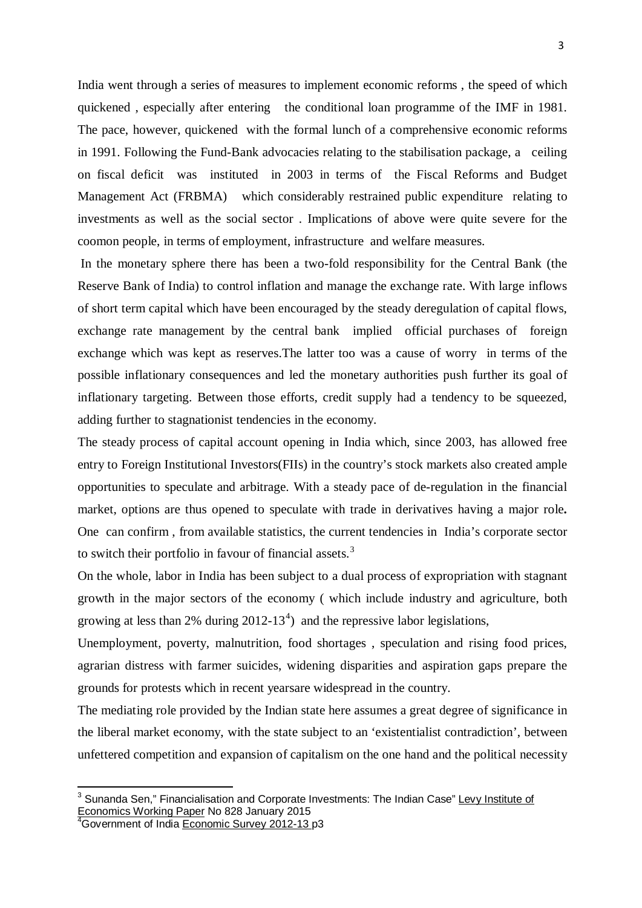India went through a series of measures to implement economic reforms , the speed of which quickened , especially after entering the conditional loan programme of the IMF in 1981. The pace, however, quickened with the formal lunch of a comprehensive economic reforms in 1991. Following the Fund-Bank advocacies relating to the stabilisation package, a ceiling on fiscal deficit was instituted in 2003 in terms of the Fiscal Reforms and Budget Management Act (FRBMA) which considerably restrained public expenditure relating to investments as well as the social sector . Implications of above were quite severe for the coomon people, in terms of employment, infrastructure and welfare measures.

In the monetary sphere there has been a two-fold responsibility for the Central Bank (the Reserve Bank of India) to control inflation and manage the exchange rate. With large inflows of short term capital which have been encouraged by the steady deregulation of capital flows, exchange rate management by the central bank implied official purchases of foreign exchange which was kept as reserves.The latter too was a cause of worry in terms of the possible inflationary consequences and led the monetary authorities push further its goal of inflationary targeting. Between those efforts, credit supply had a tendency to be squeezed, adding further to stagnationist tendencies in the economy.

The steady process of capital account opening in India which, since 2003, has allowed free entry to Foreign Institutional Investors(FIIs) in the country's stock markets also created ample opportunities to speculate and arbitrage. With a steady pace of de-regulation in the financial market, options are thus opened to speculate with trade in derivatives having a major role**.** One can confirm , from available statistics, the current tendencies in India's corporate sector to switch their portfolio in favour of financial assets.[3]

On the whole, labor in India has been subject to a dual process of expropriation with stagnant growth in the major sectors of the economy ( which include industry and agriculture, both growing at less than 2% during 2012-13[4]) and the repressive labor legislations,

Unemployment, poverty, malnutrition, food shortages , speculation and rising food prices, agrarian distress with farmer suicides, widening disparities and aspiration gaps prepare the grounds for protests which in recent yearsare widespread in the country.

The mediating role provided by the Indian state here assumes a great degree of significance in the liberal market economy, with the state subject to an 'existentialist contradiction', between unfettered competition and expansion of capitalism on the one hand and the political necessity

---

[3] Sunanda Sen," Financialisation and Corporate Investments: The Indian Case" Levy Institute of Economics Working Paper No 828 January 2015

[4] Government of India Economic Survey 2012-13 p3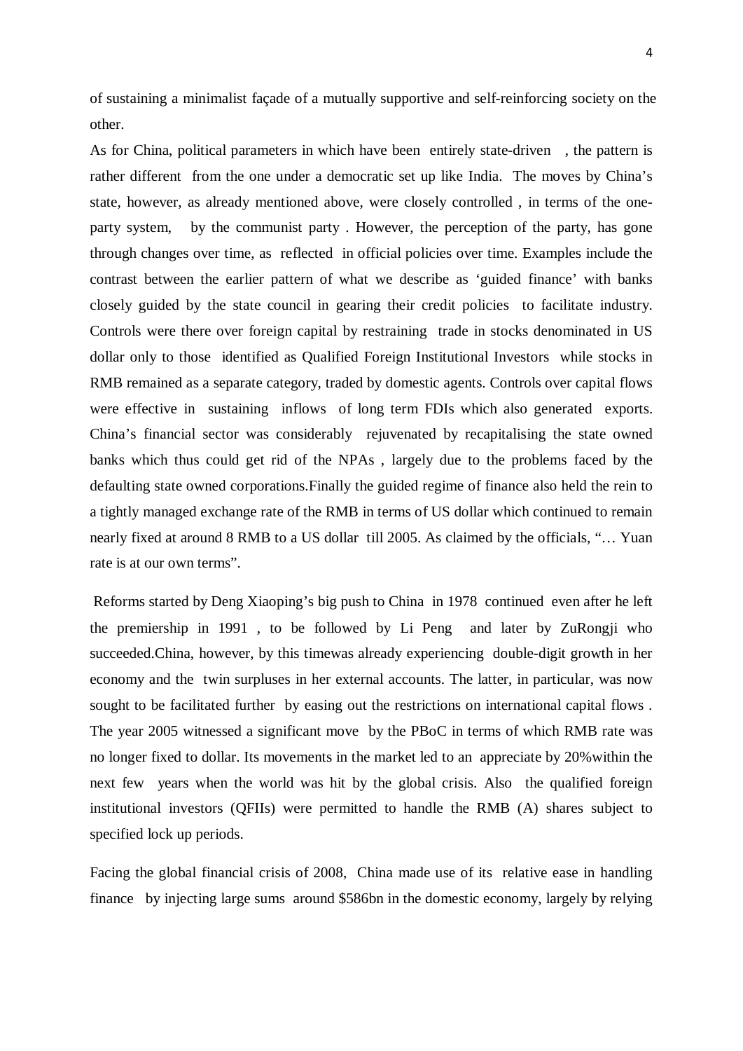of sustaining a minimalist façade of a mutually supportive and self-reinforcing society on the other.

As for China, political parameters in which have been entirely state-driven , the pattern is rather different from the one under a democratic set up like India. The moves by China's state, however, as already mentioned above, were closely controlled , in terms of the one-party system, by the communist party . However, the perception of the party, has gone through changes over time, as reflected in official policies over time. Examples include the contrast between the earlier pattern of what we describe as 'guided finance' with banks closely guided by the state council in gearing their credit policies to facilitate industry. Controls were there over foreign capital by restraining trade in stocks denominated in US dollar only to those identified as Qualified Foreign Institutional Investors while stocks in RMB remained as a separate category, traded by domestic agents. Controls over capital flows were effective in sustaining inflows of long term FDIs which also generated exports. China's financial sector was considerably rejuvenated by recapitalising the state owned banks which thus could get rid of the NPAs , largely due to the problems faced by the defaulting state owned corporations.Finally the guided regime of finance also held the rein to a tightly managed exchange rate of the RMB in terms of US dollar which continued to remain nearly fixed at around 8 RMB to a US dollar till 2005. As claimed by the officials, "… Yuan rate is at our own terms".

Reforms started by Deng Xiaoping's big push to China in 1978 continued even after he left the premiership in 1991 , to be followed by Li Peng and later by ZuRongji who succeeded.China, however, by this timewas already experiencing double-digit growth in her economy and the twin surpluses in her external accounts. The latter, in particular, was now sought to be facilitated further by easing out the restrictions on international capital flows . The year 2005 witnessed a significant move by the PBoC in terms of which RMB rate was no longer fixed to dollar. Its movements in the market led to an appreciate by 20%within the next few years when the world was hit by the global crisis. Also the qualified foreign institutional investors (QFIIs) were permitted to handle the RMB (A) shares subject to specified lock up periods.

Facing the global financial crisis of 2008, China made use of its relative ease in handling finance by injecting large sums around $586bn in the domestic economy, largely by relying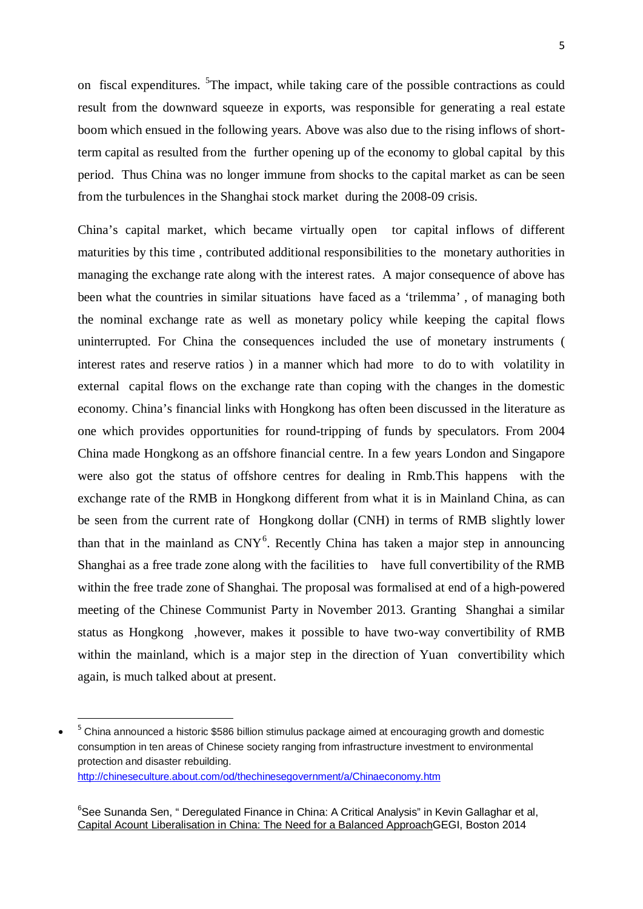on fiscal expenditures. [5]The impact, while taking care of the possible contractions as could result from the downward squeeze in exports, was responsible for generating a real estate boom which ensued in the following years. Above was also due to the rising inflows of short-term capital as resulted from the further opening up of the economy to global capital by this period. Thus China was no longer immune from shocks to the capital market as can be seen from the turbulences in the Shanghai stock market during the 2008-09 crisis.

China's capital market, which became virtually open tor capital inflows of different maturities by this time , contributed additional responsibilities to the monetary authorities in managing the exchange rate along with the interest rates. A major consequence of above has been what the countries in similar situations have faced as a 'trilemma' , of managing both the nominal exchange rate as well as monetary policy while keeping the capital flows uninterrupted. For China the consequences included the use of monetary instruments ( interest rates and reserve ratios ) in a manner which had more to do to with volatility in external capital flows on the exchange rate than coping with the changes in the domestic economy. China's financial links with Hongkong has often been discussed in the literature as one which provides opportunities for round-tripping of funds by speculators. From 2004 China made Hongkong as an offshore financial centre. In a few years London and Singapore were also got the status of offshore centres for dealing in Rmb.This happens with the exchange rate of the RMB in Hongkong different from what it is in Mainland China, as can be seen from the current rate of Hongkong dollar (CNH) in terms of RMB slightly lower than that in the mainland as CNY[6]. Recently China has taken a major step in announcing Shanghai as a free trade zone along with the facilities to have full convertibility of the RMB within the free trade zone of Shanghai. The proposal was formalised at end of a high-powered meeting of the Chinese Communist Party in November 2013. Granting Shanghai a similar status as Hongkong ,however, makes it possible to have two-way convertibility of RMB within the mainland, which is a major step in the direction of Yuan convertibility which again, is much talked about at present.

---

- [5] China announced a historic $586 billion stimulus package aimed at encouraging growth and domestic consumption in ten areas of Chinese society ranging from infrastructure investment to environmental protection and disaster rebuilding. http://chineseculture.about.com/od/thechinesegovernment/a/Chinaeconomy.htm

[6]See Sunanda Sen, " Deregulated Finance in China: A Critical Analysis" in Kevin Gallaghar et al, Capital Acount Liberalisation in China: The Need for a Balanced ApproachGEGI, Boston 2014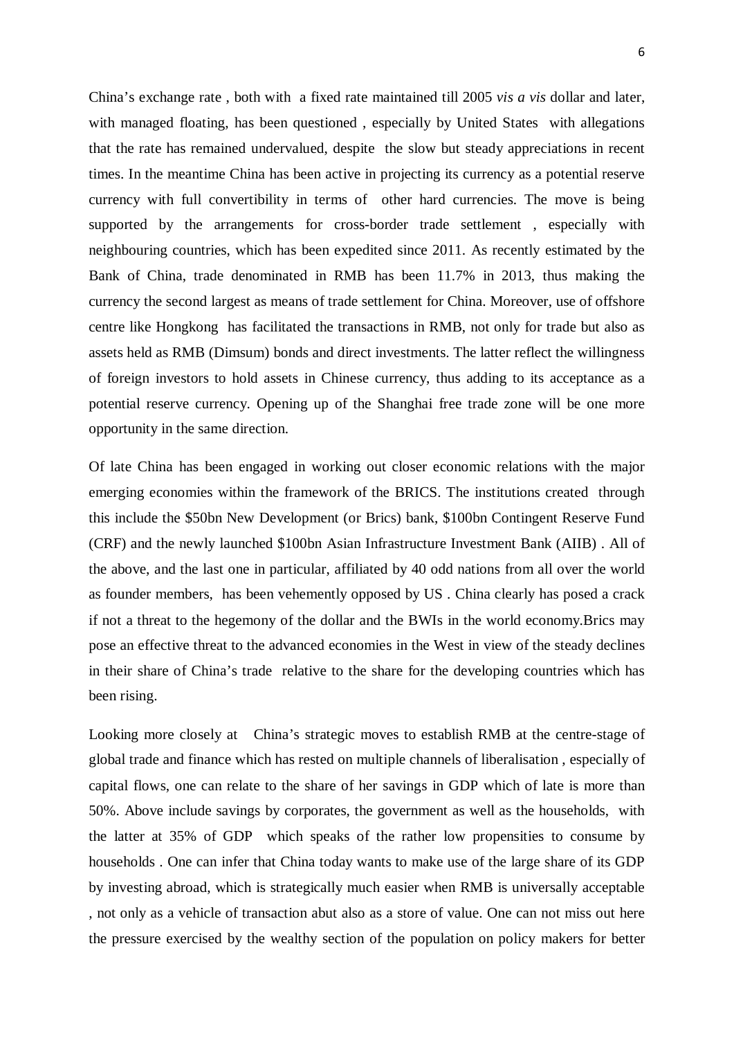China's exchange rate , both with a fixed rate maintained till 2005 *vis a vis* dollar and later, with managed floating, has been questioned , especially by United States with allegations that the rate has remained undervalued, despite the slow but steady appreciations in recent times. In the meantime China has been active in projecting its currency as a potential reserve currency with full convertibility in terms of other hard currencies. The move is being supported by the arrangements for cross-border trade settlement , especially with neighbouring countries, which has been expedited since 2011. As recently estimated by the Bank of China, trade denominated in RMB has been 11.7% in 2013, thus making the currency the second largest as means of trade settlement for China. Moreover, use of offshore centre like Hongkong has facilitated the transactions in RMB, not only for trade but also as assets held as RMB (Dimsum) bonds and direct investments. The latter reflect the willingness of foreign investors to hold assets in Chinese currency, thus adding to its acceptance as a potential reserve currency. Opening up of the Shanghai free trade zone will be one more opportunity in the same direction.

Of late China has been engaged in working out closer economic relations with the major emerging economies within the framework of the BRICS. The institutions created through this include the $50bn New Development (or Brics) bank, $100bn Contingent Reserve Fund (CRF) and the newly launched $100bn Asian Infrastructure Investment Bank (AIIB) . All of the above, and the last one in particular, affiliated by 40 odd nations from all over the world as founder members, has been vehemently opposed by US . China clearly has posed a crack if not a threat to the hegemony of the dollar and the BWIs in the world economy.Brics may pose an effective threat to the advanced economies in the West in view of the steady declines in their share of China's trade relative to the share for the developing countries which has been rising.

Looking more closely at China's strategic moves to establish RMB at the centre-stage of global trade and finance which has rested on multiple channels of liberalisation , especially of capital flows, one can relate to the share of her savings in GDP which of late is more than 50%. Above include savings by corporates, the government as well as the households, with the latter at 35% of GDP which speaks of the rather low propensities to consume by households . One can infer that China today wants to make use of the large share of its GDP by investing abroad, which is strategically much easier when RMB is universally acceptable , not only as a vehicle of transaction abut also as a store of value. One can not miss out here the pressure exercised by the wealthy section of the population on policy makers for better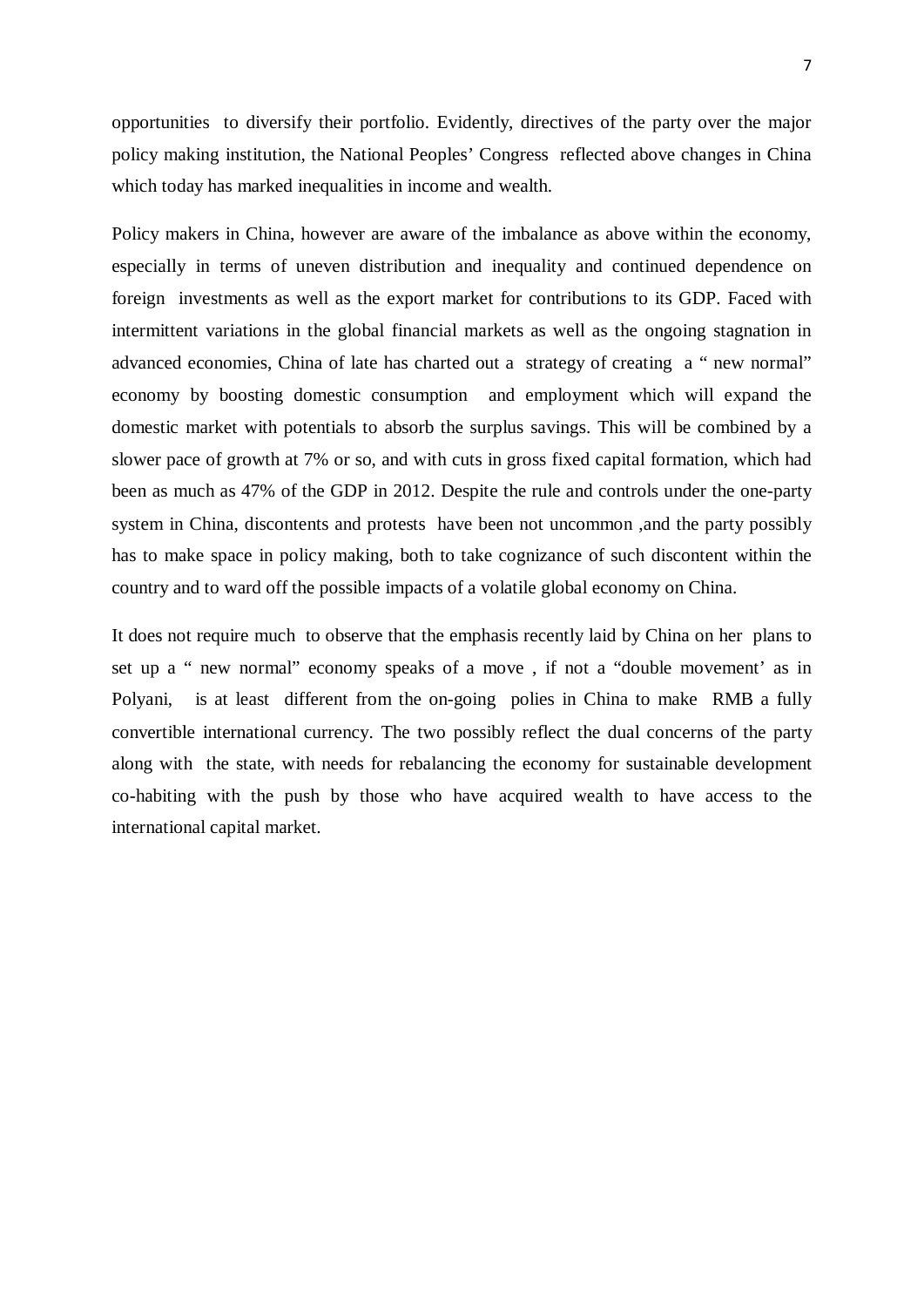opportunities to diversify their portfolio. Evidently, directives of the party over the major policy making institution, the National Peoples' Congress reflected above changes in China which today has marked inequalities in income and wealth.

Policy makers in China, however are aware of the imbalance as above within the economy, especially in terms of uneven distribution and inequality and continued dependence on foreign investments as well as the export market for contributions to its GDP. Faced with intermittent variations in the global financial markets as well as the ongoing stagnation in advanced economies, China of late has charted out a strategy of creating a " new normal" economy by boosting domestic consumption and employment which will expand the domestic market with potentials to absorb the surplus savings. This will be combined by a slower pace of growth at 7% or so, and with cuts in gross fixed capital formation, which had been as much as 47% of the GDP in 2012. Despite the rule and controls under the one-party system in China, discontents and protests have been not uncommon ,and the party possibly has to make space in policy making, both to take cognizance of such discontent within the country and to ward off the possible impacts of a volatile global economy on China.

It does not require much to observe that the emphasis recently laid by China on her plans to set up a " new normal" economy speaks of a move , if not a "double movement' as in Polyani, is at least different from the on-going polies in China to make RMB a fully convertible international currency. The two possibly reflect the dual concerns of the party along with the state, with needs for rebalancing the economy for sustainable development co-habiting with the push by those who have acquired wealth to have access to the international capital market.